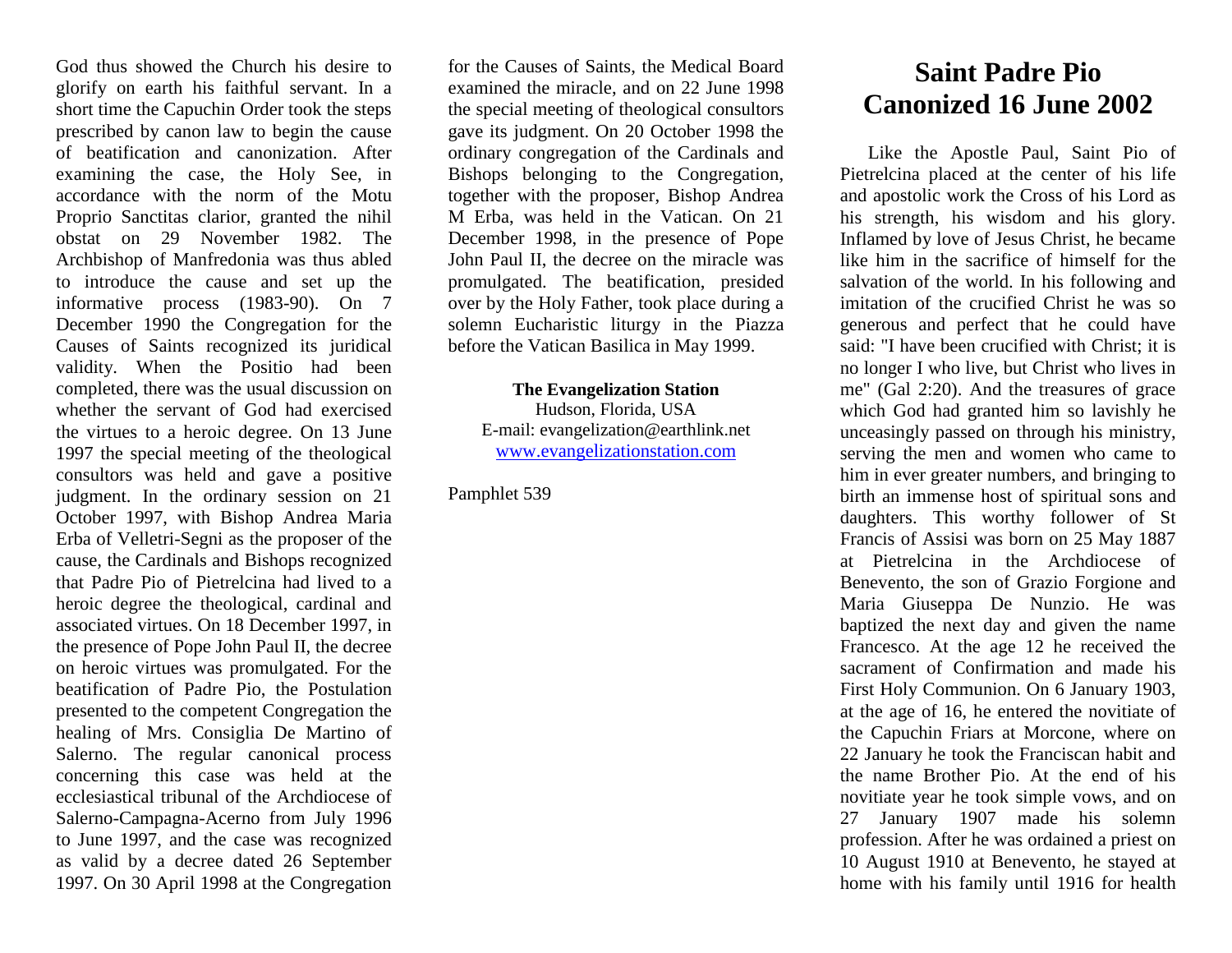God thus showed the Church his desire to glorify on earth his faithful servant. In a short time the Capuchin Order took the steps prescribed by canon law to begin the cause of beatification and canonization. After examining the case, the Holy See, in accordance with the norm of the Motu Proprio Sanctitas clarior, granted the nihil obstat on 29 November 1982. The Archbishop of Manfredonia was thus abled to introduce the cause and set up the informative process (1983-90). On 7 December 1990 the Congregation for the Causes of Saints recognized its juridical validity. When the Positio had been completed, there was the usual discussion on whether the servant of God had exercised the virtues to a heroic degree. On 13 June 1997 the special meeting of the theological consultors was held and gave a positive judgment. In the ordinary session on 21 October 1997, with Bishop Andrea Maria Erba of Velletri-Segni as the proposer of the cause, the Cardinals and Bishops recognized that Padre Pio of Pietrelcina had lived to a heroic degree the theological, cardinal and associated virtues. On 18 December 1997, in the presence of Pope John Paul II, the decree on heroic virtues was promulgated. For the beatification of Padre Pio, the Postulation presented to the competent Congregation the healing of Mrs. Consiglia De Martino of Salerno. The regular canonical process concerning this case was held at the ecclesiastical tribunal of the Archdiocese of Salerno-Campagna-Acerno from July 1996 to June 1997, and the case was recognized as valid by a decree dated 26 September 1997. On 30 April 1998 at the Congregation for the Causes of Saints, the Medical Board examined the miracle, and on 22 June 1998 the special meeting of theological consultors gave its judgment. On 20 October 1998 the ordinary congregation of the Cardinals and Bishops belonging to the Congregation, together with the proposer, Bishop Andrea M Erba, was held in the Vatican. On 21 December 1998, in the presence of Pope John Paul II, the decree on the miracle was promulgated. The beatification, presided over by the Holy Father, took place during a solemn Eucharistic liturgy in the Piazza before the Vatican Basilica in May 1999.

**The Evangelization Station**
Hudson, Florida, USA
E-mail: evangelization@earthlink.net
www.evangelizationstation.com

Pamphlet 539

# Saint Padre Pio Canonized 16 June 2002

Like the Apostle Paul, Saint Pio of Pietrelcina placed at the center of his life and apostolic work the Cross of his Lord as his strength, his wisdom and his glory. Inflamed by love of Jesus Christ, he became like him in the sacrifice of himself for the salvation of the world. In his following and imitation of the crucified Christ he was so generous and perfect that he could have said: "I have been crucified with Christ; it is no longer I who live, but Christ who lives in me" (Gal 2:20). And the treasures of grace which God had granted him so lavishly he unceasingly passed on through his ministry, serving the men and women who came to him in ever greater numbers, and bringing to birth an immense host of spiritual sons and daughters. This worthy follower of St Francis of Assisi was born on 25 May 1887 at Pietrelcina in the Archdiocese of Benevento, the son of Grazio Forgione and Maria Giuseppa De Nunzio. He was baptized the next day and given the name Francesco. At the age 12 he received the sacrament of Confirmation and made his First Holy Communion. On 6 January 1903, at the age of 16, he entered the novitiate of the Capuchin Friars at Morcone, where on 22 January he took the Franciscan habit and the name Brother Pio. At the end of his novitiate year he took simple vows, and on 27 January 1907 made his solemn profession. After he was ordained a priest on 10 August 1910 at Benevento, he stayed at home with his family until 1916 for health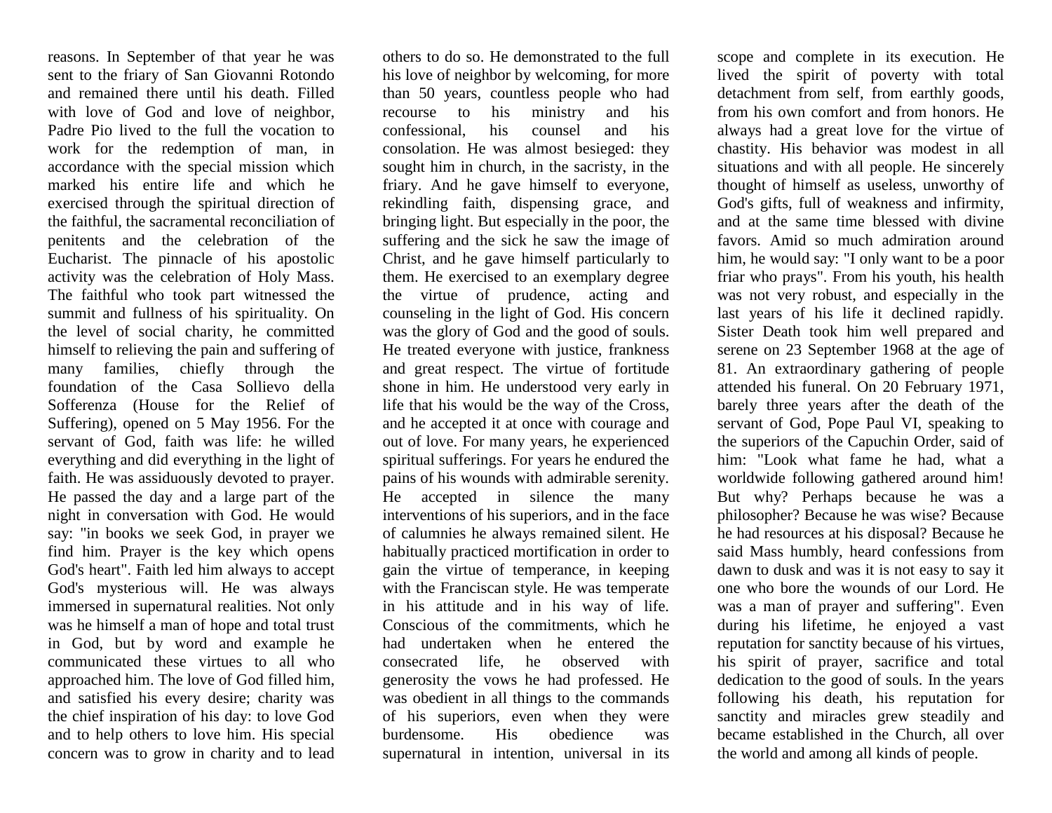reasons. In September of that year he was sent to the friary of San Giovanni Rotondo and remained there until his death. Filled with love of God and love of neighbor, Padre Pio lived to the full the vocation to work for the redemption of man, in accordance with the special mission which marked his entire life and which he exercised through the spiritual direction of the faithful, the sacramental reconciliation of penitents and the celebration of the Eucharist. The pinnacle of his apostolic activity was the celebration of Holy Mass. The faithful who took part witnessed the summit and fullness of his spirituality. On the level of social charity, he committed himself to relieving the pain and suffering of many families, chiefly through the foundation of the Casa Sollievo della Sofferenza (House for the Relief of Suffering), opened on 5 May 1956. For the servant of God, faith was life: he willed everything and did everything in the light of faith. He was assiduously devoted to prayer. He passed the day and a large part of the night in conversation with God. He would say: "in books we seek God, in prayer we find him. Prayer is the key which opens God's heart". Faith led him always to accept God's mysterious will. He was always immersed in supernatural realities. Not only was he himself a man of hope and total trust in God, but by word and example he communicated these virtues to all who approached him. The love of God filled him, and satisfied his every desire; charity was the chief inspiration of his day: to love God and to help others to love him. His special concern was to grow in charity and to lead others to do so. He demonstrated to the full his love of neighbor by welcoming, for more than 50 years, countless people who had recourse to his ministry and his confessional, his counsel and his consolation. He was almost besieged: they sought him in church, in the sacristy, in the friary. And he gave himself to everyone, rekindling faith, dispensing grace, and bringing light. But especially in the poor, the suffering and the sick he saw the image of Christ, and he gave himself particularly to them. He exercised to an exemplary degree the virtue of prudence, acting and counseling in the light of God. His concern was the glory of God and the good of souls. He treated everyone with justice, frankness and great respect. The virtue of fortitude shone in him. He understood very early in life that his would be the way of the Cross, and he accepted it at once with courage and out of love. For many years, he experienced spiritual sufferings. For years he endured the pains of his wounds with admirable serenity. He accepted in silence the many interventions of his superiors, and in the face of calumnies he always remained silent. He habitually practiced mortification in order to gain the virtue of temperance, in keeping with the Franciscan style. He was temperate in his attitude and in his way of life. Conscious of the commitments, which he had undertaken when he entered the consecrated life, he observed with generosity the vows he had professed. He was obedient in all things to the commands of his superiors, even when they were burdensome. His obedience was supernatural in intention, universal in its scope and complete in its execution. He lived the spirit of poverty with total detachment from self, from earthly goods, from his own comfort and from honors. He always had a great love for the virtue of chastity. His behavior was modest in all situations and with all people. He sincerely thought of himself as useless, unworthy of God's gifts, full of weakness and infirmity, and at the same time blessed with divine favors. Amid so much admiration around him, he would say: "I only want to be a poor friar who prays". From his youth, his health was not very robust, and especially in the last years of his life it declined rapidly. Sister Death took him well prepared and serene on 23 September 1968 at the age of 81. An extraordinary gathering of people attended his funeral. On 20 February 1971, barely three years after the death of the servant of God, Pope Paul VI, speaking to the superiors of the Capuchin Order, said of him: "Look what fame he had, what a worldwide following gathered around him! But why? Perhaps because he was a philosopher? Because he was wise? Because he had resources at his disposal? Because he said Mass humbly, heard confessions from dawn to dusk and was it is not easy to say it one who bore the wounds of our Lord. He was a man of prayer and suffering". Even during his lifetime, he enjoyed a vast reputation for sanctity because of his virtues, his spirit of prayer, sacrifice and total dedication to the good of souls. In the years following his death, his reputation for sanctity and miracles grew steadily and became established in the Church, all over the world and among all kinds of people.